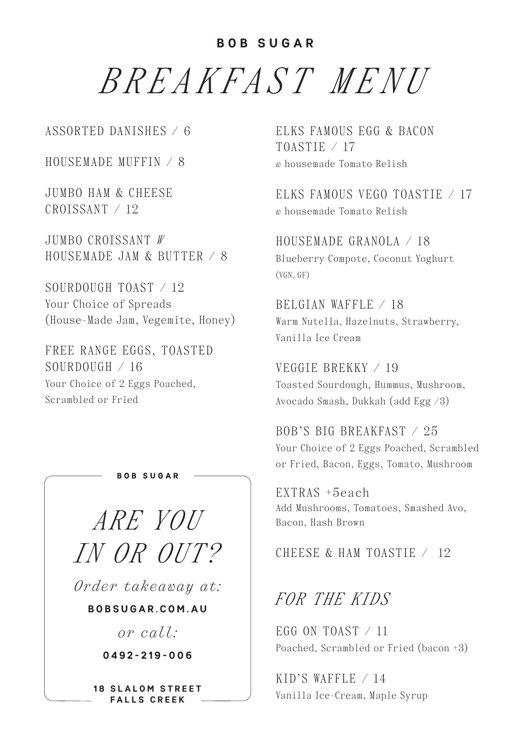**BOB SUGAR**

# *BREAKFAST MENU*

ASSORTED DANISHES / 6

HOUSEMADE MUFFIN / 8

JUMBO HAM & CHEESE CROISSANT / 12

JUMBO CROISSANT W HOUSEMADE JAM & BUTTER / 8

SOURDOUGH TOAST / 12
Your Choice of Spreads (House-Made Jam, Vegemite, Honey)

FREE RANGE EGGS, TOASTED SOURDOUGH / 16
Your Choice of 2 Eggs Poached, Scrambled or Fried

**BOB SUGAR**

## *ARE YOU IN OR OUT?*

*Order takeaway at:*

**BOBSUGAR.COM.AU**

*or call:*

**0492-219-006**

**18 SLALOM STREET FALLS CREEK**

ELKS FAMOUS EGG & BACON TOASTIE / 17
w housemade Tomato Relish

ELKS FAMOUS VEGO TOASTIE / 17
w housemade Tomato Relish

HOUSEMADE GRANOLA / 18
Blueberry Compote, Coconut Yoghurt (VGN, GF)

BELGIAN WAFFLE / 18
Warm Nutella, Hazelnuts, Strawberry, Vanilla Ice Cream

VEGGIE BREKKY / 19
Toasted Sourdough, Hummus, Mushroom, Avocado Smash, Dukkah (add Egg /3)

BOB'S BIG BREAKFAST / 25
Your Choice of 2 Eggs Poached, Scrambled or Fried, Bacon, Eggs, Tomato, Mushroom

EXTRAS +5each
Add Mushrooms, Tomatoes, Smashed Avo, Bacon, Hash Brown

CHEESE & HAM TOASTIE / 12

## *FOR THE KIDS*

EGG ON TOAST / 11
Poached, Scrambled or Fried (bacon +3)

KID'S WAFFLE / 14
Vanilla Ice-Cream, Maple Syrup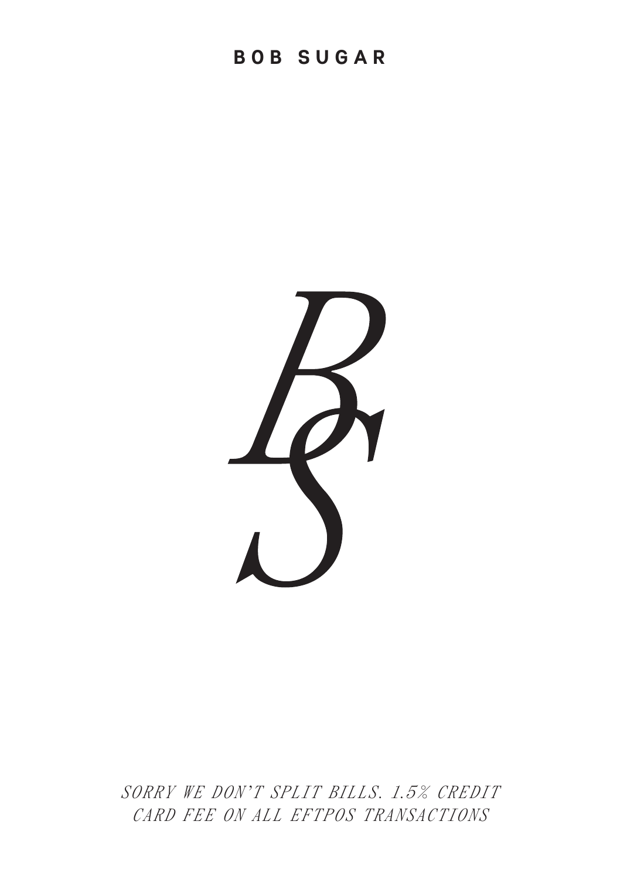# BOB SUGAR

BS

*SORRY WE DON'T SPLIT BILLS. 1.5% CREDIT CARD FEE ON ALL EFTPOS TRANSACTIONS*